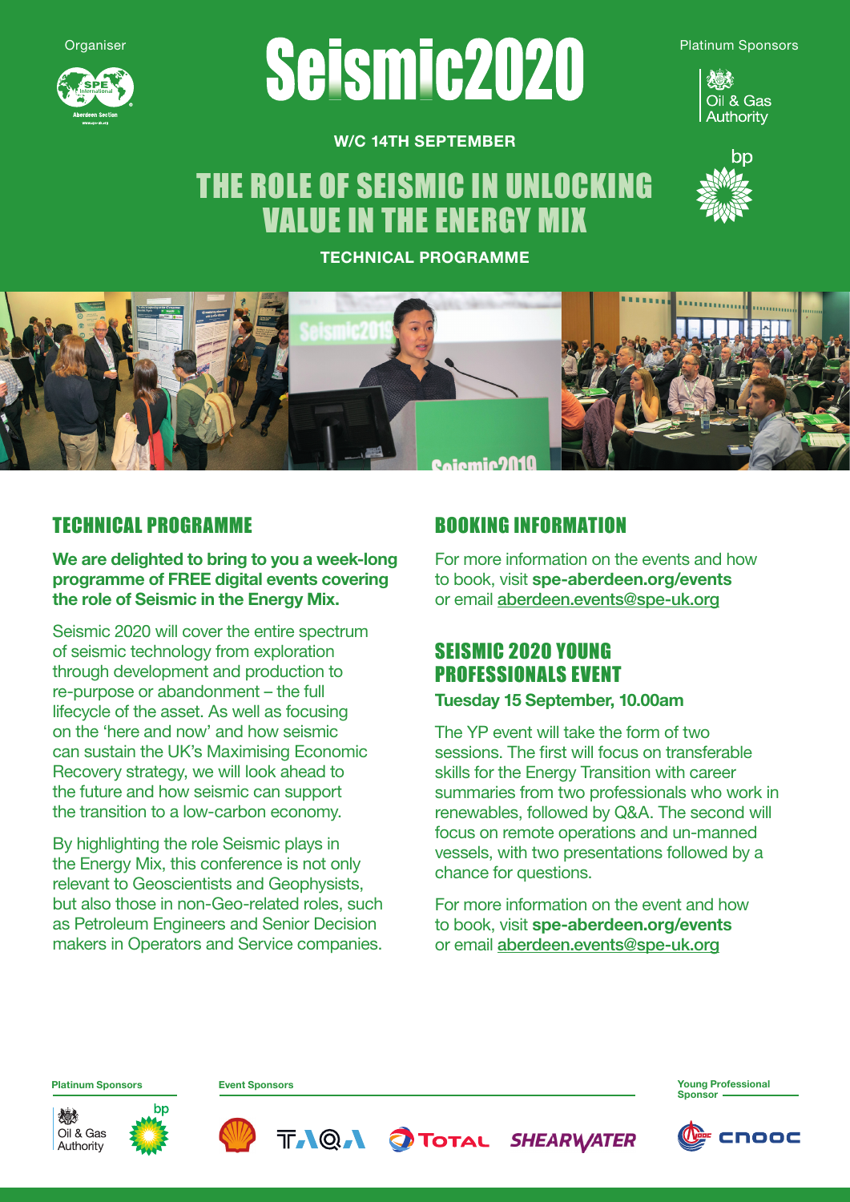Organiser

# Seismic2020

Platinum Sponsors

Oil & Gas Authority

bp

**W/C 14TH SEPTEMBER**

## THE ROLE OF SEISMIC IN UNLOCKING VALUE IN THE ENERGY MIX

**TECHNICAL PROGRAMME**

## TECHNICAL PROGRAMME

**We are delighted to bring to you a week-long programme of FREE digital events covering the role of Seismic in the Energy Mix.**

Seismic 2020 will cover the entire spectrum of seismic technology from exploration through development and production to re-purpose or abandonment – the full lifecycle of the asset. As well as focusing on the 'here and now' and how seismic can sustain the UK's Maximising Economic Recovery strategy, we will look ahead to the future and how seismic can support the transition to a low-carbon economy.

By highlighting the role Seismic plays in the Energy Mix, this conference is not only relevant to Geoscientists and Geophysists, but also those in non-Geo-related roles, such as Petroleum Engineers and Senior Decision makers in Operators and Service companies.

## BOOKING INFORMATION

For more information on the events and how to book, visit **spe-aberdeen.org/events** or email aberdeen.events@spe-uk.org

## SEISMIC 2020 YOUNG PROFESSIONALS EVENT

**Tuesday 15 September, 10.00am**

The YP event will take the form of two sessions. The first will focus on transferable skills for the Energy Transition with career summaries from two professionals who work in renewables, followed by Q&A. The second will focus on remote operations and un-manned vessels, with two presentations followed by a chance for questions.

For more information on the event and how to book, visit **spe-aberdeen.org/events** or email aberdeen.events@spe-uk.org

**Platinum Sponsors**

Oil & Gas Authority, bp

**Event Sponsors**

Shell, TAQA, TOTAL, SHEARWATER

**Young Professional Sponsor**

CNOOC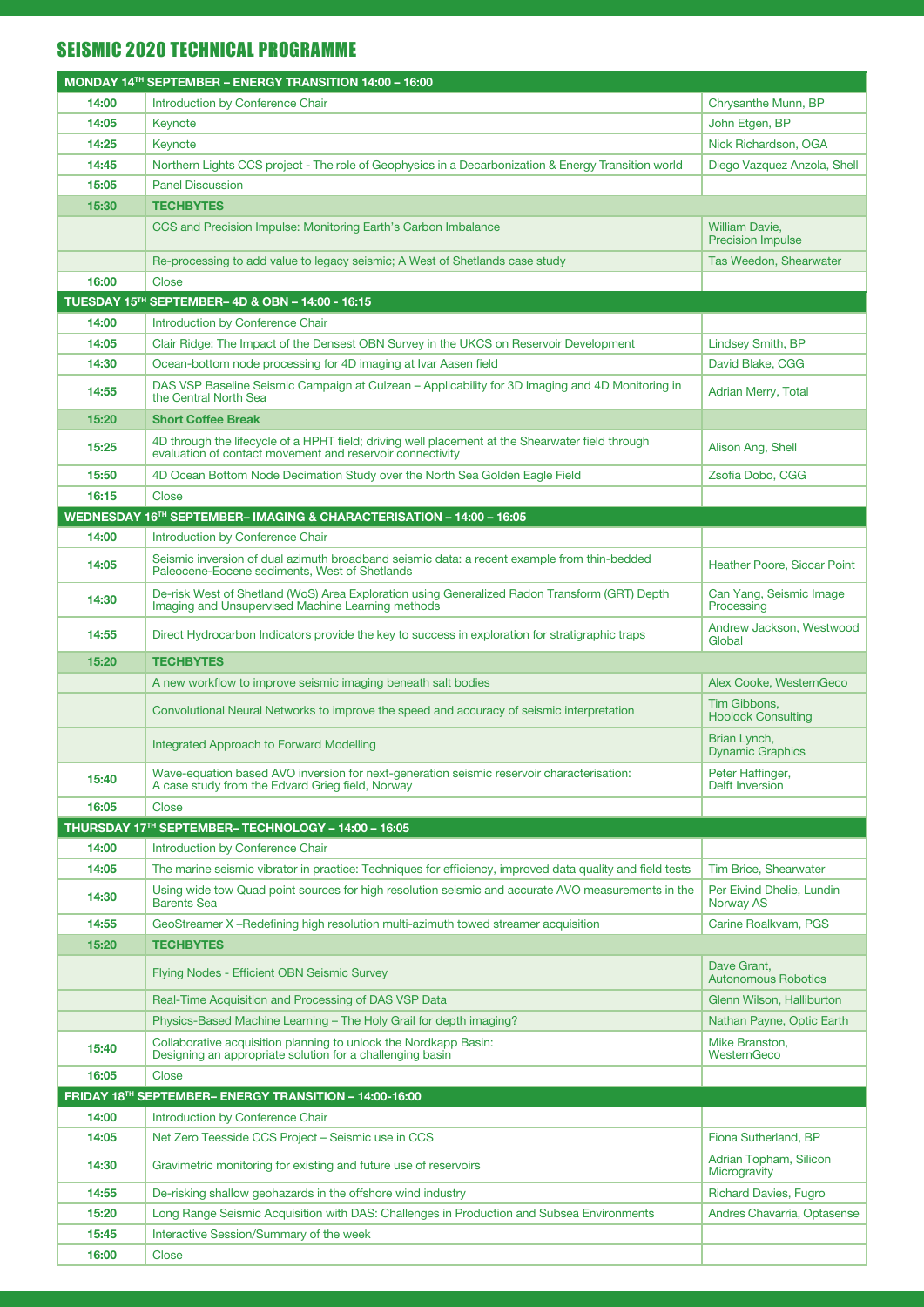# SEISMIC 2020 TECHNICAL PROGRAMME

| | | |
|---|---|---|
| **MONDAY 14TH SEPTEMBER – ENERGY TRANSITION 14:00 – 16:00** | | |
| **14:00** | Introduction by Conference Chair | Chrysanthe Munn, BP |
| **14:05** | Keynote | John Etgen, BP |
| **14:25** | Keynote | Nick Richardson, OGA |
| **14:45** | Northern Lights CCS project - The role of Geophysics in a Decarbonization & Energy Transition world | Diego Vazquez Anzola, Shell |
| **15:05** | Panel Discussion | |
| **15:30** | **TECHBYTES** | |
| | CCS and Precision Impulse: Monitoring Earth's Carbon Imbalance | William Davie, Precision Impulse |
| | Re-processing to add value to legacy seismic; A West of Shetlands case study | Tas Weedon, Shearwater |
| **16:00** | Close | |
| **TUESDAY 15TH SEPTEMBER– 4D & OBN – 14:00 - 16:15** | | |
| **14:00** | Introduction by Conference Chair | |
| **14:05** | Clair Ridge: The Impact of the Densest OBN Survey in the UKCS on Reservoir Development | Lindsey Smith, BP |
| **14:30** | Ocean-bottom node processing for 4D imaging at Ivar Aasen field | David Blake, CGG |
| **14:55** | DAS VSP Baseline Seismic Campaign at Culzean – Applicability for 3D Imaging and 4D Monitoring in the Central North Sea | Adrian Merry, Total |
| **15:20** | **Short Coffee Break** | |
| **15:25** | 4D through the lifecycle of a HPHT field; driving well placement at the Shearwater field through evaluation of contact movement and reservoir connectivity | Alison Ang, Shell |
| **15:50** | 4D Ocean Bottom Node Decimation Study over the North Sea Golden Eagle Field | Zsofia Dobo, CGG |
| **16:15** | Close | |
| **WEDNESDAY 16TH SEPTEMBER– IMAGING & CHARACTERISATION – 14:00 – 16:05** | | |
| **14:00** | Introduction by Conference Chair | |
| **14:05** | Seismic inversion of dual azimuth broadband seismic data: a recent example from thin-bedded Paleocene-Eocene sediments, West of Shetlands | Heather Poore, Siccar Point |
| **14:30** | De-risk West of Shetland (WoS) Area Exploration using Generalized Radon Transform (GRT) Depth Imaging and Unsupervised Machine Learning methods | Can Yang, Seismic Image Processing |
| **14:55** | Direct Hydrocarbon Indicators provide the key to success in exploration for stratigraphic traps | Andrew Jackson, Westwood Global |
| **15:20** | **TECHBYTES** | |
| | A new workflow to improve seismic imaging beneath salt bodies | Alex Cooke, WesternGeco |
| | Convolutional Neural Networks to improve the speed and accuracy of seismic interpretation | Tim Gibbons, Hoolock Consulting |
| | Integrated Approach to Forward Modelling | Brian Lynch, Dynamic Graphics |
| **15:40** | Wave-equation based AVO inversion for next-generation seismic reservoir characterisation: A case study from the Edvard Grieg field, Norway | Peter Haffinger, Delft Inversion |
| **16:05** | Close | |
| **THURSDAY 17TH SEPTEMBER– TECHNOLOGY – 14:00 – 16:05** | | |
| **14:00** | Introduction by Conference Chair | |
| **14:05** | The marine seismic vibrator in practice: Techniques for efficiency, improved data quality and field tests | Tim Brice, Shearwater |
| **14:30** | Using wide tow Quad point sources for high resolution seismic and accurate AVO measurements in the Barents Sea | Per Eivind Dhelie, Lundin Norway AS |
| **14:55** | GeoStreamer X –Redefining high resolution multi-azimuth towed streamer acquisition | Carine Roalkvam, PGS |
| **15:20** | **TECHBYTES** | |
| | Flying Nodes - Efficient OBN Seismic Survey | Dave Grant, Autonomous Robotics |
| | Real-Time Acquisition and Processing of DAS VSP Data | Glenn Wilson, Halliburton |
| | Physics-Based Machine Learning – The Holy Grail for depth imaging? | Nathan Payne, Optic Earth |
| **15:40** | Collaborative acquisition planning to unlock the Nordkapp Basin: Designing an appropriate solution for a challenging basin | Mike Branston, WesternGeco |
| **16:05** | Close | |
| **FRIDAY 18TH SEPTEMBER– ENERGY TRANSITION – 14:00-16:00** | | |
| **14:00** | Introduction by Conference Chair | |
| **14:05** | Net Zero Teesside CCS Project – Seismic use in CCS | Fiona Sutherland, BP |
| **14:30** | Gravimetric monitoring for existing and future use of reservoirs | Adrian Topham, Silicon Microgravity |
| **14:55** | De-risking shallow geohazards in the offshore wind industry | Richard Davies, Fugro |
| **15:20** | Long Range Seismic Acquisition with DAS: Challenges in Production and Subsea Environments | Andres Chavarria, Optasense |
| **15:45** | Interactive Session/Summary of the week | |
| **16:00** | Close | |